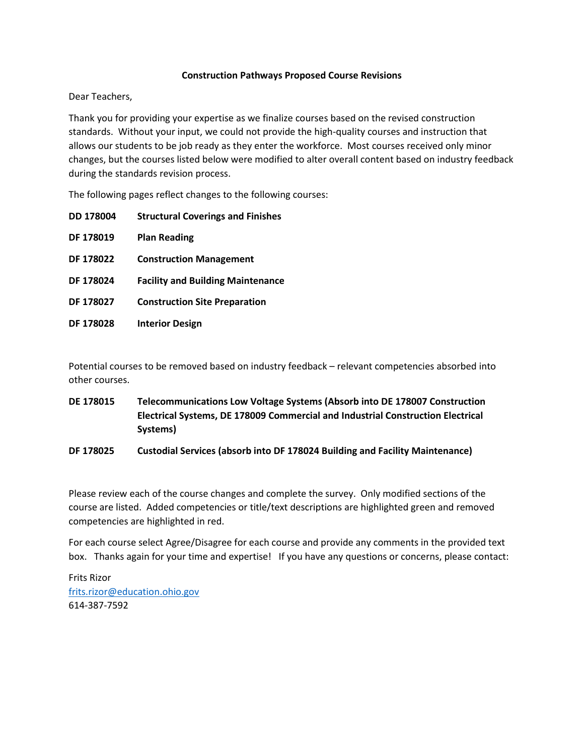**Construction Pathways Proposed Course Revisions**

Dear Teachers,

Thank you for providing your expertise as we finalize courses based on the revised construction standards. Without your input, we could not provide the high-quality courses and instruction that allows our students to be job ready as they enter the workforce. Most courses received only minor changes, but the courses listed below were modified to alter overall content based on industry feedback during the standards revision process.

The following pages reflect changes to the following courses:

| | |
|---|---|
| **DD 178004** | **Structural Coverings and Finishes** |
| **DF 178019** | **Plan Reading** |
| **DF 178022** | **Construction Management** |
| **DF 178024** | **Facility and Building Maintenance** |
| **DF 178027** | **Construction Site Preparation** |
| **DF 178028** | **Interior Design** |

Potential courses to be removed based on industry feedback – relevant competencies absorbed into other courses.

| | |
|---|---|
| **DE 178015** | **Telecommunications Low Voltage Systems (Absorb into DE 178007 Construction Electrical Systems, DE 178009 Commercial and Industrial Construction Electrical Systems)** |
| **DF 178025** | **Custodial Services (absorb into DF 178024 Building and Facility Maintenance)** |

Please review each of the course changes and complete the survey. Only modified sections of the course are listed. Added competencies or title/text descriptions are highlighted green and removed competencies are highlighted in red.

For each course select Agree/Disagree for each course and provide any comments in the provided text box. Thanks again for your time and expertise! If you have any questions or concerns, please contact:

Frits Rizor  
frits.rizor@education.ohio.gov  
614-387-7592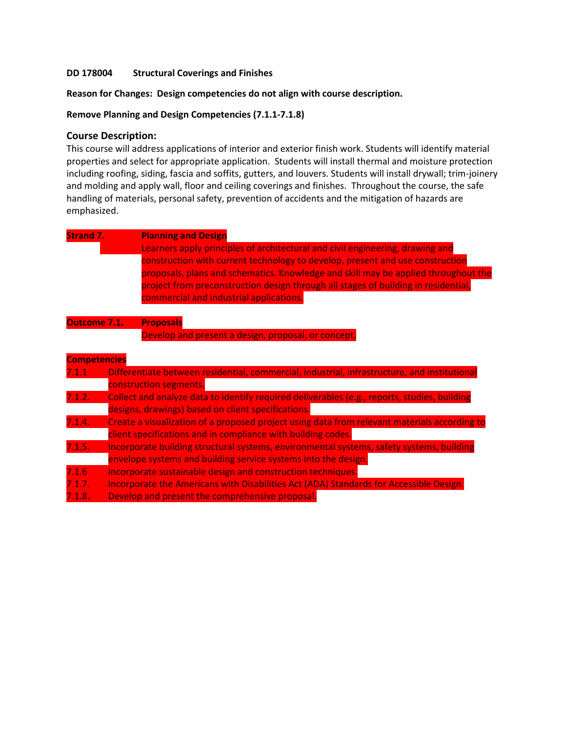**DD 178004 Structural Coverings and Finishes**

**Reason for Changes: Design competencies do not align with course description.**

**Remove Planning and Design Competencies (7.1.1-7.1.8)**

## Course Description:

This course will address applications of interior and exterior finish work. Students will identify material properties and select for appropriate application. Students will install thermal and moisture protection including roofing, siding, fascia and soffits, gutters, and louvers. Students will install drywall; trim-joinery and molding and apply wall, floor and ceiling coverings and finishes. Throughout the course, the safe handling of materials, personal safety, prevention of accidents and the mitigation of hazards are emphasized.

**Strand 7. Planning and Design**

Learners apply principles of architectural and civil engineering, drawing and construction with current technology to develop, present and use construction proposals, plans and schematics. Knowledge and skill may be applied throughout the project from preconstruction design through all stages of building in residential, commercial and industrial applications.

**Outcome 7.1. Proposals**

Develop and present a design, proposal, or concept.

**Competencies**

7.1.1 Differentiate between residential, commercial, industrial, infrastructure, and institutional construction segments.

7.1.2. Collect and analyze data to identify required deliverables (e.g., reports, studies, building designs, drawings) based on client specifications.

7.1.4. Create a visualization of a proposed project using data from relevant materials according to client specifications and in compliance with building codes.

7.1.5. Incorporate building structural systems, environmental systems, safety systems, building envelope systems and building service systems into the design.

7.1.6 Incorporate sustainable design and construction techniques.

7.1.7. Incorporate the Americans with Disabilities Act (ADA) Standards for Accessible Design.

7.1.8. Develop and present the comprehensive proposal.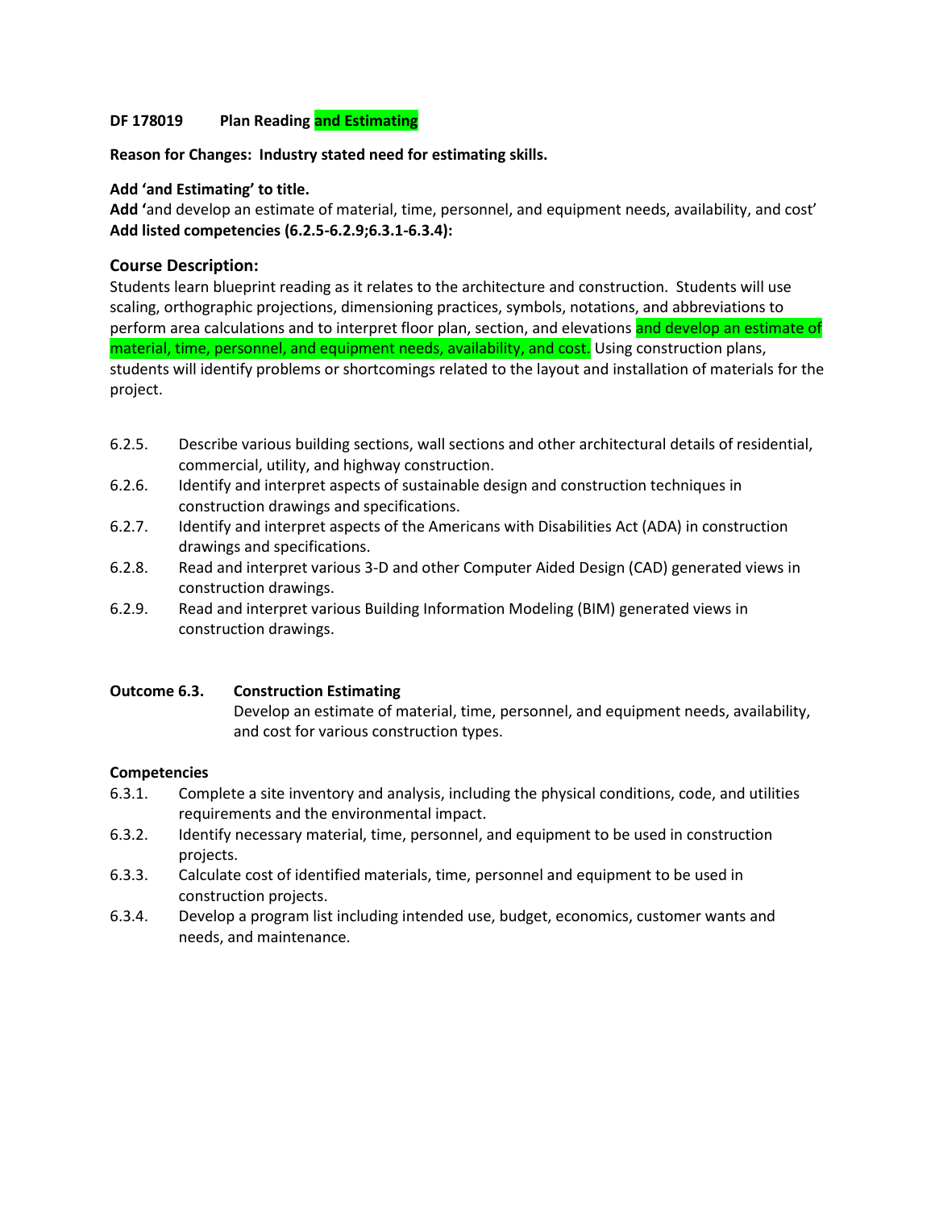**DF 178019 Plan Reading and Estimating**

**Reason for Changes: Industry stated need for estimating skills.**

**Add 'and Estimating' to title.**
**Add '**and develop an estimate of material, time, personnel, and equipment needs, availability, and cost'
**Add listed competencies (6.2.5-6.2.9;6.3.1-6.3.4):**

### Course Description:

Students learn blueprint reading as it relates to the architecture and construction. Students will use scaling, orthographic projections, dimensioning practices, symbols, notations, and abbreviations to perform area calculations and to interpret floor plan, section, and elevations and develop an estimate of material, time, personnel, and equipment needs, availability, and cost. Using construction plans, students will identify problems or shortcomings related to the layout and installation of materials for the project.

- 6.2.5. Describe various building sections, wall sections and other architectural details of residential, commercial, utility, and highway construction.
- 6.2.6. Identify and interpret aspects of sustainable design and construction techniques in construction drawings and specifications.
- 6.2.7. Identify and interpret aspects of the Americans with Disabilities Act (ADA) in construction drawings and specifications.
- 6.2.8. Read and interpret various 3-D and other Computer Aided Design (CAD) generated views in construction drawings.
- 6.2.9. Read and interpret various Building Information Modeling (BIM) generated views in construction drawings.

**Outcome 6.3. Construction Estimating**

Develop an estimate of material, time, personnel, and equipment needs, availability, and cost for various construction types.

**Competencies**

- 6.3.1. Complete a site inventory and analysis, including the physical conditions, code, and utilities requirements and the environmental impact.
- 6.3.2. Identify necessary material, time, personnel, and equipment to be used in construction projects.
- 6.3.3. Calculate cost of identified materials, time, personnel and equipment to be used in construction projects.
- 6.3.4. Develop a program list including intended use, budget, economics, customer wants and needs, and maintenance.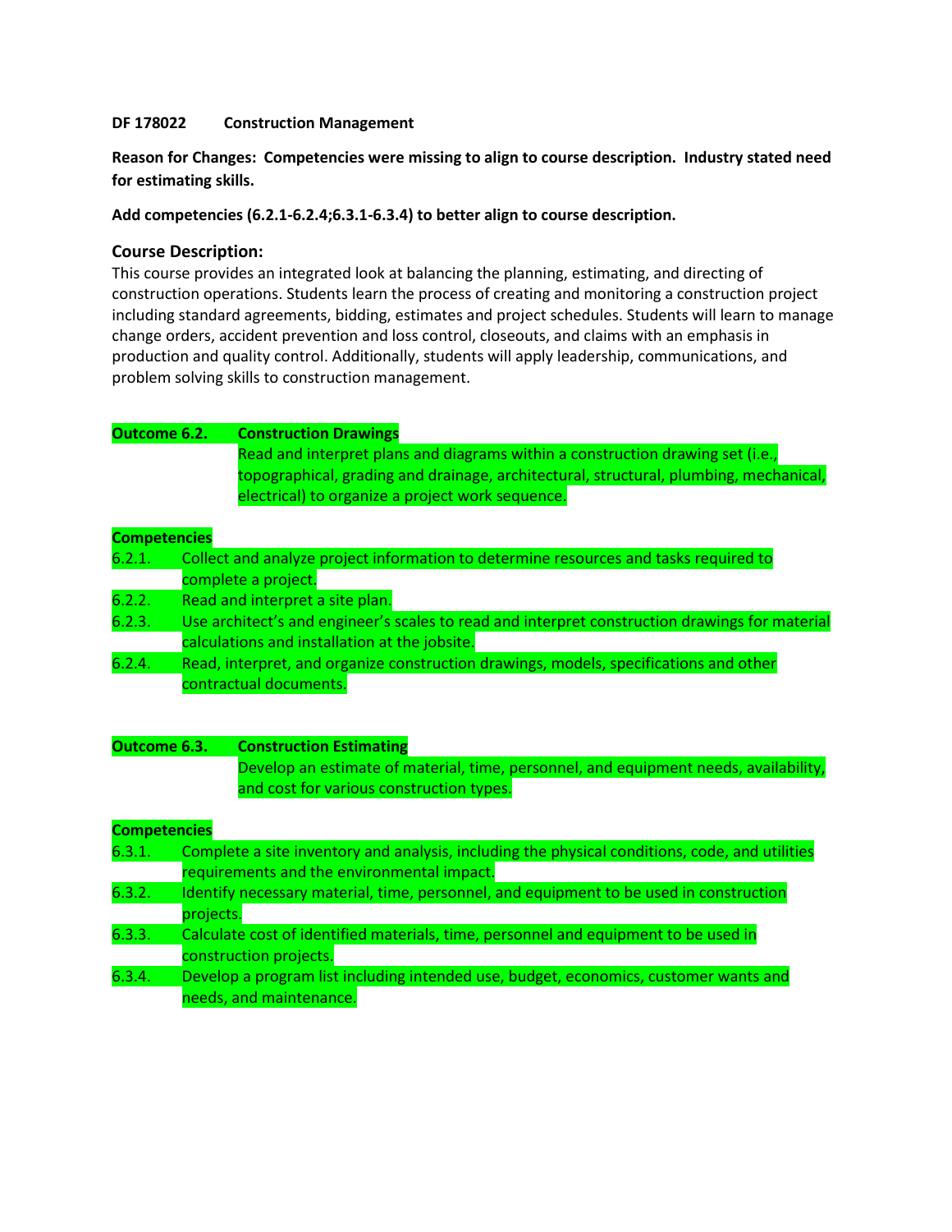**DF 178022 Construction Management**

**Reason for Changes: Competencies were missing to align to course description. Industry stated need for estimating skills.**

**Add competencies (6.2.1-6.2.4;6.3.1-6.3.4) to better align to course description.**

## Course Description:

This course provides an integrated look at balancing the planning, estimating, and directing of construction operations. Students learn the process of creating and monitoring a construction project including standard agreements, bidding, estimates and project schedules. Students will learn to manage change orders, accident prevention and loss control, closeouts, and claims with an emphasis in production and quality control. Additionally, students will apply leadership, communications, and problem solving skills to construction management.

**Outcome 6.2. Construction Drawings**

Read and interpret plans and diagrams within a construction drawing set (i.e., topographical, grading and drainage, architectural, structural, plumbing, mechanical, electrical) to organize a project work sequence.

**Competencies**

6.2.1. Collect and analyze project information to determine resources and tasks required to complete a project.

6.2.2. Read and interpret a site plan.

6.2.3. Use architect's and engineer's scales to read and interpret construction drawings for material calculations and installation at the jobsite.

6.2.4. Read, interpret, and organize construction drawings, models, specifications and other contractual documents.

**Outcome 6.3. Construction Estimating**

Develop an estimate of material, time, personnel, and equipment needs, availability, and cost for various construction types.

**Competencies**

6.3.1. Complete a site inventory and analysis, including the physical conditions, code, and utilities requirements and the environmental impact.

6.3.2. Identify necessary material, time, personnel, and equipment to be used in construction projects.

6.3.3. Calculate cost of identified materials, time, personnel and equipment to be used in construction projects.

6.3.4. Develop a program list including intended use, budget, economics, customer wants and needs, and maintenance.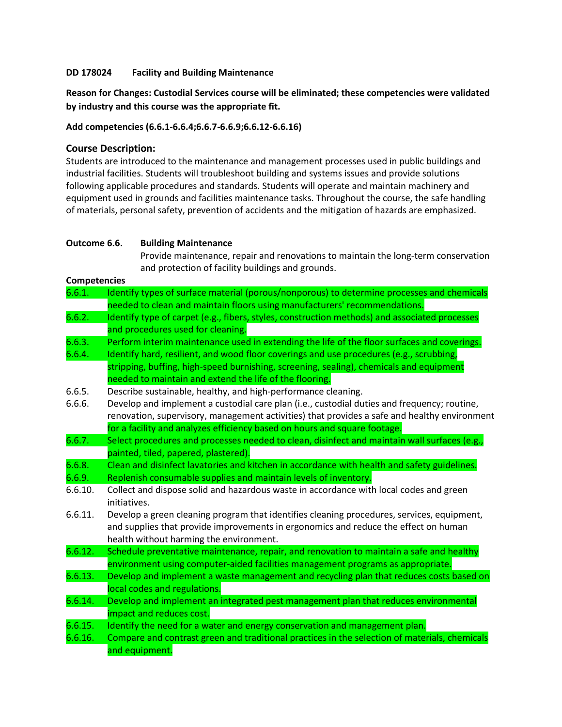**DD 178024 Facility and Building Maintenance**

**Reason for Changes: Custodial Services course will be eliminated; these competencies were validated by industry and this course was the appropriate fit.**

**Add competencies (6.6.1-6.6.4;6.6.7-6.6.9;6.6.12-6.6.16)**

## Course Description:

Students are introduced to the maintenance and management processes used in public buildings and industrial facilities. Students will troubleshoot building and systems issues and provide solutions following applicable procedures and standards. Students will operate and maintain machinery and equipment used in grounds and facilities maintenance tasks. Throughout the course, the safe handling of materials, personal safety, prevention of accidents and the mitigation of hazards are emphasized.

**Outcome 6.6. Building Maintenance**

Provide maintenance, repair and renovations to maintain the long-term conservation and protection of facility buildings and grounds.

**Competencies**

- 6.6.1. Identify types of surface material (porous/nonporous) to determine processes and chemicals needed to clean and maintain floors using manufacturers' recommendations.
- 6.6.2. Identify type of carpet (e.g., fibers, styles, construction methods) and associated processes and procedures used for cleaning.
- 6.6.3. Perform interim maintenance used in extending the life of the floor surfaces and coverings.
- 6.6.4. Identify hard, resilient, and wood floor coverings and use procedures (e.g., scrubbing, stripping, buffing, high-speed burnishing, screening, sealing), chemicals and equipment needed to maintain and extend the life of the flooring.
- 6.6.5. Describe sustainable, healthy, and high-performance cleaning.
- 6.6.6. Develop and implement a custodial care plan (i.e., custodial duties and frequency; routine, renovation, supervisory, management activities) that provides a safe and healthy environment for a facility and analyzes efficiency based on hours and square footage.
- 6.6.7. Select procedures and processes needed to clean, disinfect and maintain wall surfaces (e.g., painted, tiled, papered, plastered).
- 6.6.8. Clean and disinfect lavatories and kitchen in accordance with health and safety guidelines.
- 6.6.9. Replenish consumable supplies and maintain levels of inventory.
- 6.6.10. Collect and dispose solid and hazardous waste in accordance with local codes and green initiatives.
- 6.6.11. Develop a green cleaning program that identifies cleaning procedures, services, equipment, and supplies that provide improvements in ergonomics and reduce the effect on human health without harming the environment.
- 6.6.12. Schedule preventative maintenance, repair, and renovation to maintain a safe and healthy environment using computer-aided facilities management programs as appropriate.
- 6.6.13. Develop and implement a waste management and recycling plan that reduces costs based on local codes and regulations.
- 6.6.14. Develop and implement an integrated pest management plan that reduces environmental impact and reduces cost.
- 6.6.15. Identify the need for a water and energy conservation and management plan.
- 6.6.16. Compare and contrast green and traditional practices in the selection of materials, chemicals and equipment.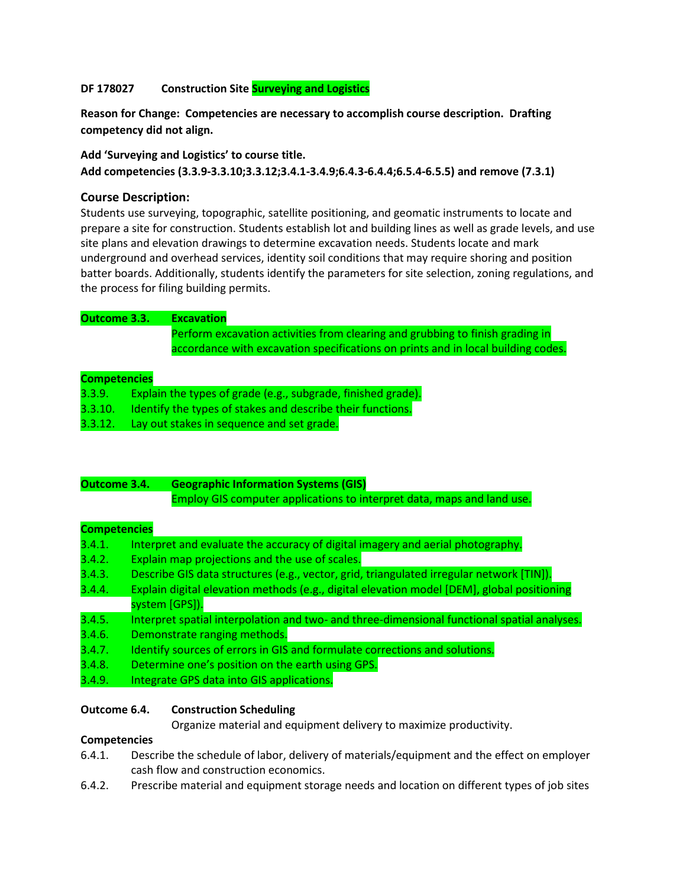**DF 178027 Construction Site Surveying and Logistics**

**Reason for Change: Competencies are necessary to accomplish course description. Drafting competency did not align.**

**Add 'Surveying and Logistics' to course title.**
**Add competencies (3.3.9-3.3.10;3.3.12;3.4.1-3.4.9;6.4.3-6.4.4;6.5.4-6.5.5) and remove (7.3.1)**

## Course Description:

Students use surveying, topographic, satellite positioning, and geomatic instruments to locate and prepare a site for construction. Students establish lot and building lines as well as grade levels, and use site plans and elevation drawings to determine excavation needs. Students locate and mark underground and overhead services, identity soil conditions that may require shoring and position batter boards. Additionally, students identify the parameters for site selection, zoning regulations, and the process for filing building permits.

**Outcome 3.3. Excavation**
Perform excavation activities from clearing and grubbing to finish grading in accordance with excavation specifications on prints and in local building codes.

**Competencies**

3.3.9. Explain the types of grade (e.g., subgrade, finished grade).
3.3.10. Identify the types of stakes and describe their functions.
3.3.12. Lay out stakes in sequence and set grade.

**Outcome 3.4. Geographic Information Systems (GIS)**
Employ GIS computer applications to interpret data, maps and land use.

**Competencies**

3.4.1. Interpret and evaluate the accuracy of digital imagery and aerial photography.
3.4.2. Explain map projections and the use of scales.
3.4.3. Describe GIS data structures (e.g., vector, grid, triangulated irregular network [TIN]).
3.4.4. Explain digital elevation methods (e.g., digital elevation model [DEM], global positioning system [GPS]).
3.4.5. Interpret spatial interpolation and two- and three-dimensional functional spatial analyses.
3.4.6. Demonstrate ranging methods.
3.4.7. Identify sources of errors in GIS and formulate corrections and solutions.
3.4.8. Determine one's position on the earth using GPS.
3.4.9. Integrate GPS data into GIS applications.

**Outcome 6.4. Construction Scheduling**
Organize material and equipment delivery to maximize productivity.

**Competencies**

6.4.1. Describe the schedule of labor, delivery of materials/equipment and the effect on employer cash flow and construction economics.
6.4.2. Prescribe material and equipment storage needs and location on different types of job sites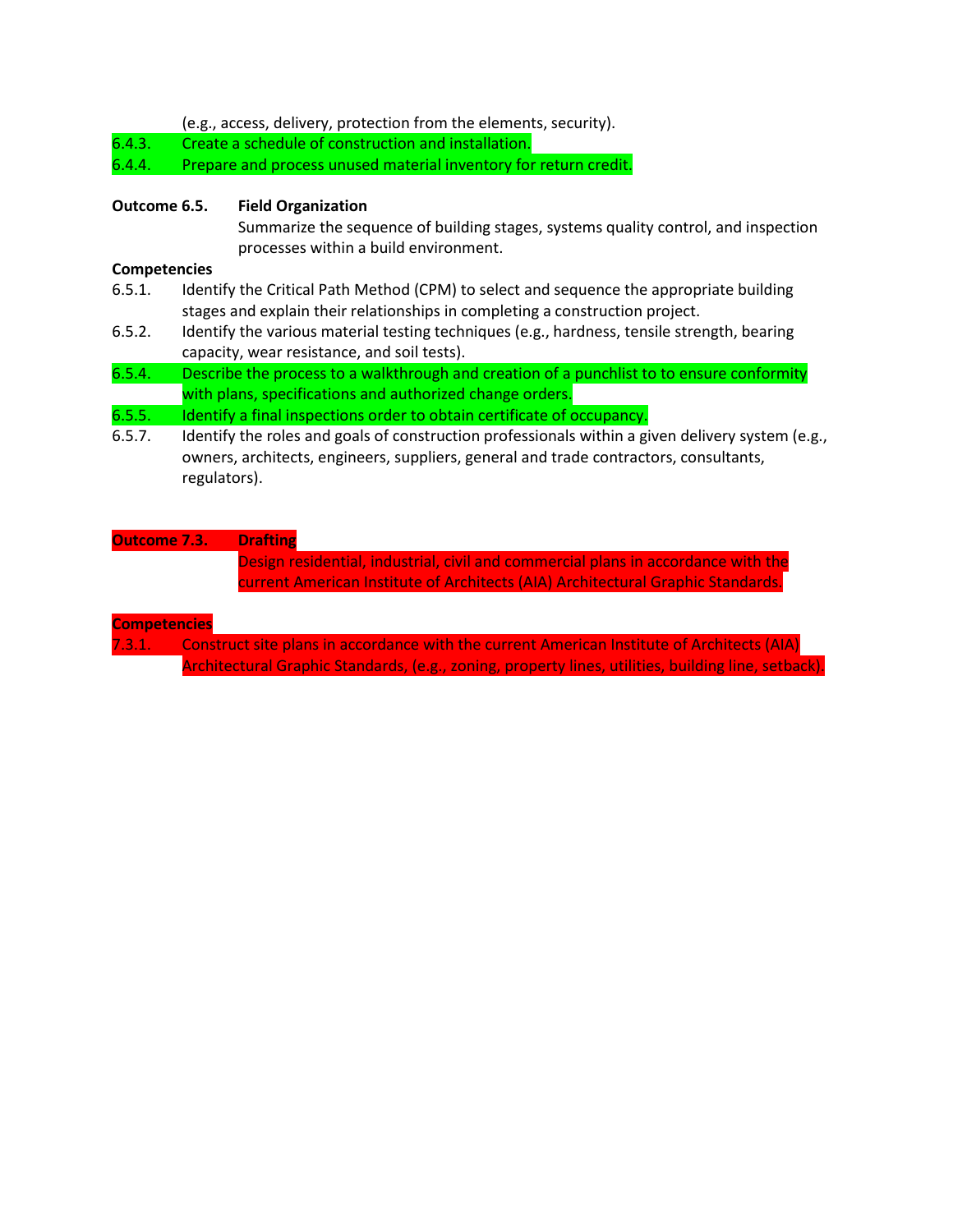(e.g., access, delivery, protection from the elements, security).

6.4.3. Create a schedule of construction and installation.

6.4.4. Prepare and process unused material inventory for return credit.

**Outcome 6.5.** **Field Organization**

Summarize the sequence of building stages, systems quality control, and inspection processes within a build environment.

**Competencies**

6.5.1. Identify the Critical Path Method (CPM) to select and sequence the appropriate building stages and explain their relationships in completing a construction project.

6.5.2. Identify the various material testing techniques (e.g., hardness, tensile strength, bearing capacity, wear resistance, and soil tests).

6.5.4. Describe the process to a walkthrough and creation of a punchlist to to ensure conformity with plans, specifications and authorized change orders.

6.5.5. Identify a final inspections order to obtain certificate of occupancy.

6.5.7. Identify the roles and goals of construction professionals within a given delivery system (e.g., owners, architects, engineers, suppliers, general and trade contractors, consultants, regulators).

**Outcome 7.3.** **Drafting**

Design residential, industrial, civil and commercial plans in accordance with the current American Institute of Architects (AIA) Architectural Graphic Standards.

**Competencies**

7.3.1. Construct site plans in accordance with the current American Institute of Architects (AIA) Architectural Graphic Standards, (e.g., zoning, property lines, utilities, building line, setback).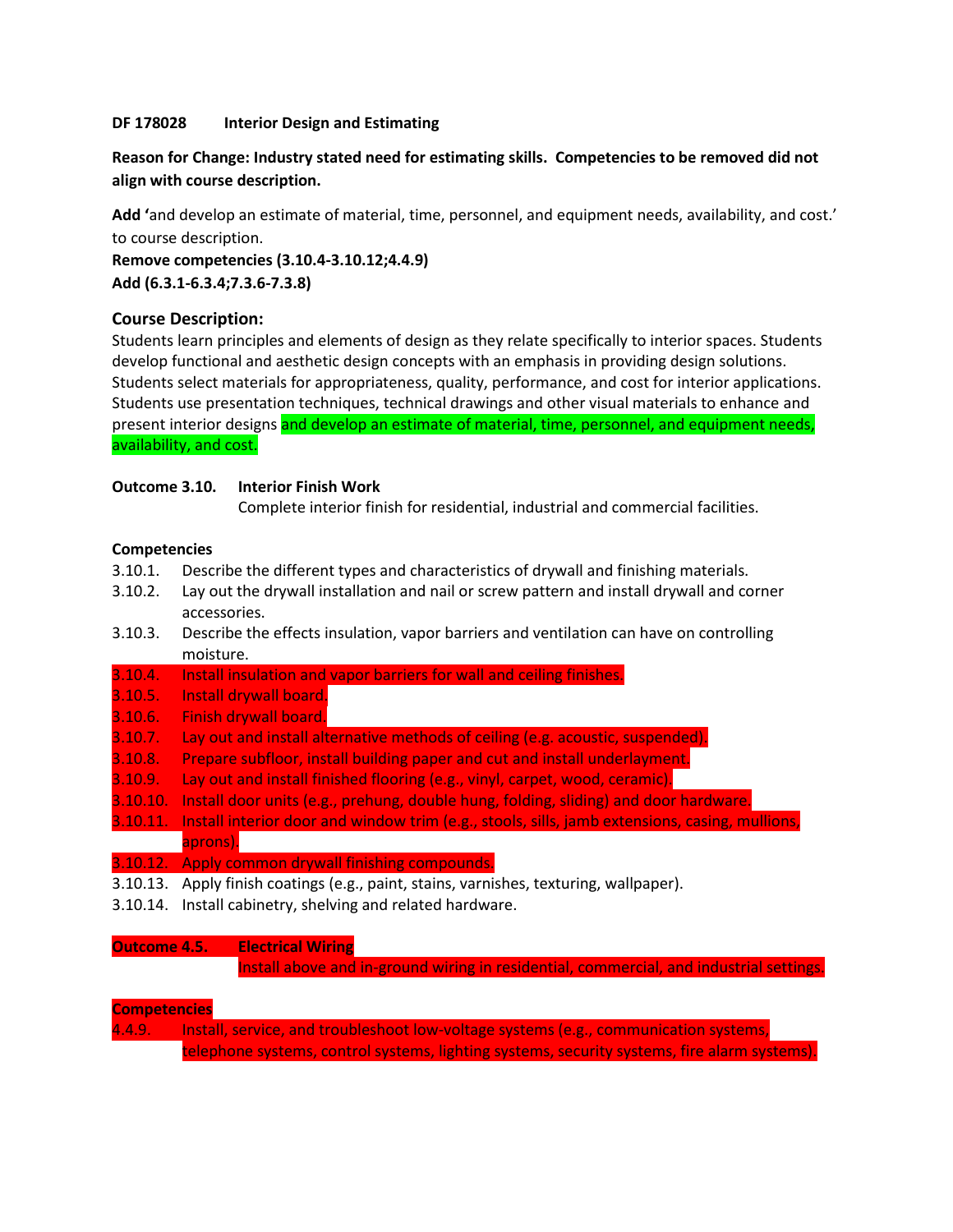**DF 178028 Interior Design and Estimating**

**Reason for Change: Industry stated need for estimating skills. Competencies to be removed did not align with course description.**

**Add '**and develop an estimate of material, time, personnel, and equipment needs, availability, and cost.' to course description.

**Remove competencies (3.10.4-3.10.12;4.4.9)**

**Add (6.3.1-6.3.4;7.3.6-7.3.8)**

## Course Description:

Students learn principles and elements of design as they relate specifically to interior spaces. Students develop functional and aesthetic design concepts with an emphasis in providing design solutions. Students select materials for appropriateness, quality, performance, and cost for interior applications. Students use presentation techniques, technical drawings and other visual materials to enhance and present interior designs and develop an estimate of material, time, personnel, and equipment needs, availability, and cost.

**Outcome 3.10. Interior Finish Work**

Complete interior finish for residential, industrial and commercial facilities.

**Competencies**

3.10.1. Describe the different types and characteristics of drywall and finishing materials.

3.10.2. Lay out the drywall installation and nail or screw pattern and install drywall and corner accessories.

3.10.3. Describe the effects insulation, vapor barriers and ventilation can have on controlling moisture.

3.10.4. Install insulation and vapor barriers for wall and ceiling finishes.

3.10.5. Install drywall board.

3.10.6. Finish drywall board.

3.10.7. Lay out and install alternative methods of ceiling (e.g. acoustic, suspended).

3.10.8. Prepare subfloor, install building paper and cut and install underlayment.

3.10.9. Lay out and install finished flooring (e.g., vinyl, carpet, wood, ceramic).

3.10.10. Install door units (e.g., prehung, double hung, folding, sliding) and door hardware.

3.10.11. Install interior door and window trim (e.g., stools, sills, jamb extensions, casing, mullions, aprons).

3.10.12. Apply common drywall finishing compounds.

3.10.13. Apply finish coatings (e.g., paint, stains, varnishes, texturing, wallpaper).

3.10.14. Install cabinetry, shelving and related hardware.

**Outcome 4.5. Electrical Wiring**

Install above and in-ground wiring in residential, commercial, and industrial settings.

**Competencies**

4.4.9. Install, service, and troubleshoot low-voltage systems (e.g., communication systems, telephone systems, control systems, lighting systems, security systems, fire alarm systems).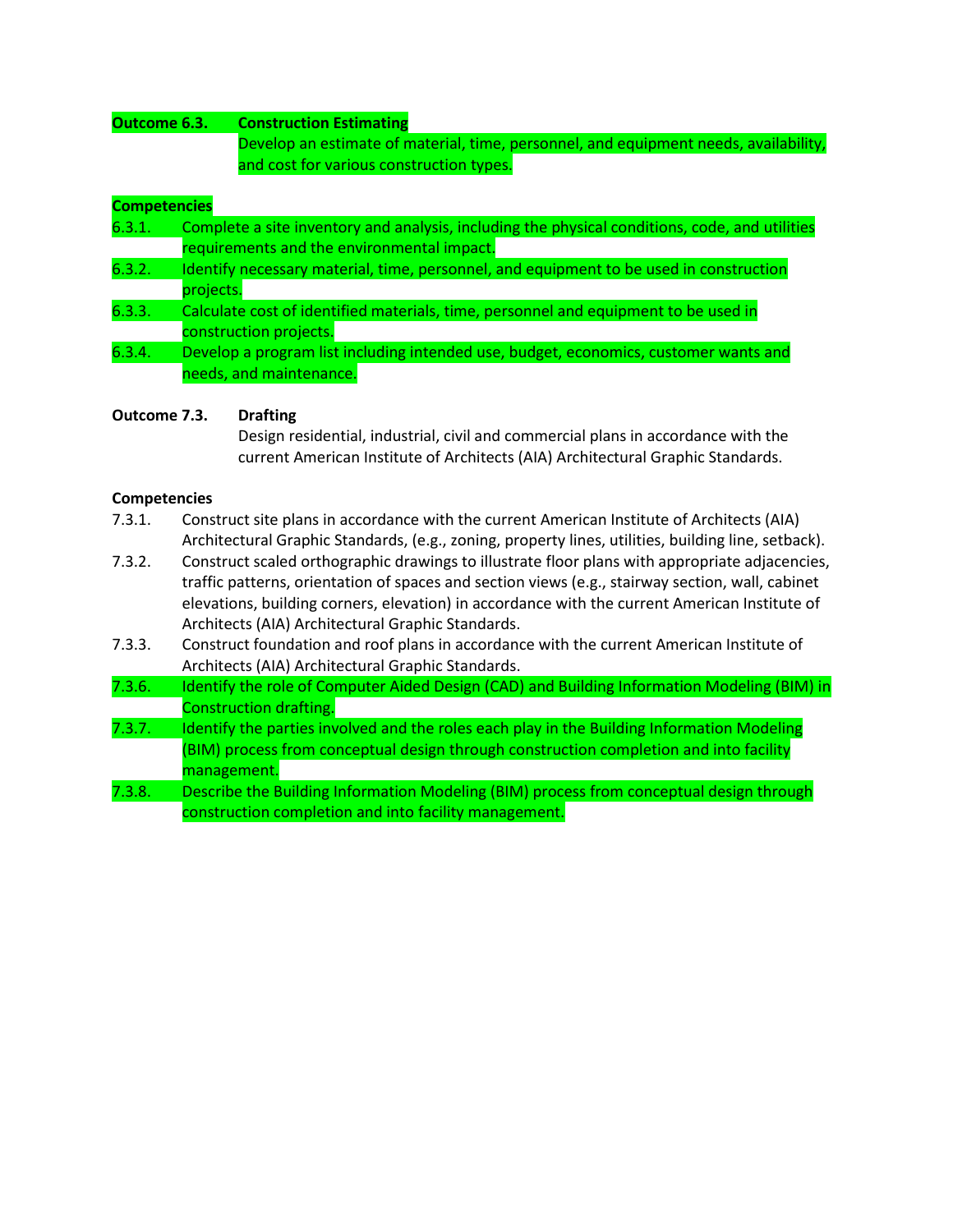**Outcome 6.3. Construction Estimating**

Develop an estimate of material, time, personnel, and equipment needs, availability, and cost for various construction types.

**Competencies**

6.3.1. Complete a site inventory and analysis, including the physical conditions, code, and utilities requirements and the environmental impact.

6.3.2. Identify necessary material, time, personnel, and equipment to be used in construction projects.

6.3.3. Calculate cost of identified materials, time, personnel and equipment to be used in construction projects.

6.3.4. Develop a program list including intended use, budget, economics, customer wants and needs, and maintenance.

**Outcome 7.3. Drafting**

Design residential, industrial, civil and commercial plans in accordance with the current American Institute of Architects (AIA) Architectural Graphic Standards.

**Competencies**

7.3.1. Construct site plans in accordance with the current American Institute of Architects (AIA) Architectural Graphic Standards, (e.g., zoning, property lines, utilities, building line, setback).

7.3.2. Construct scaled orthographic drawings to illustrate floor plans with appropriate adjacencies, traffic patterns, orientation of spaces and section views (e.g., stairway section, wall, cabinet elevations, building corners, elevation) in accordance with the current American Institute of Architects (AIA) Architectural Graphic Standards.

7.3.3. Construct foundation and roof plans in accordance with the current American Institute of Architects (AIA) Architectural Graphic Standards.

7.3.6. Identify the role of Computer Aided Design (CAD) and Building Information Modeling (BIM) in Construction drafting.

7.3.7. Identify the parties involved and the roles each play in the Building Information Modeling (BIM) process from conceptual design through construction completion and into facility management.

7.3.8. Describe the Building Information Modeling (BIM) process from conceptual design through construction completion and into facility management.